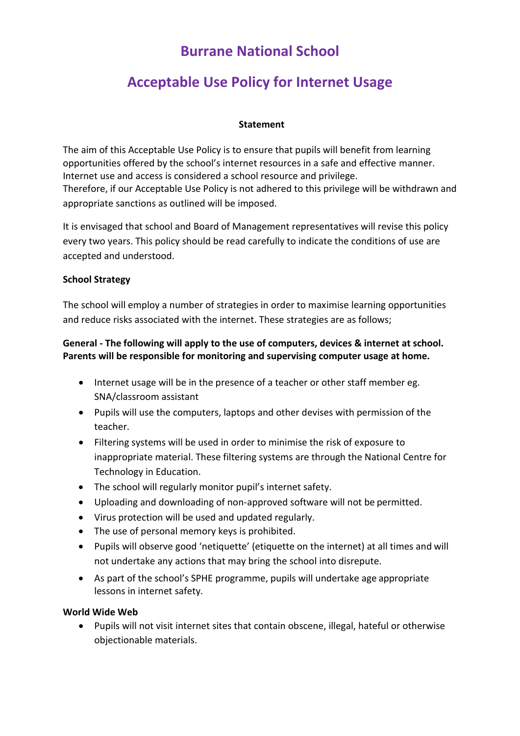# Burrane National School

# Acceptable Use Policy for Internet Usage

**Statement**

The aim of this Acceptable Use Policy is to ensure that pupils will benefit from learning opportunities offered by the school's internet resources in a safe and effective manner. Internet use and access is considered a school resource and privilege.
Therefore, if our Acceptable Use Policy is not adhered to this privilege will be withdrawn and appropriate sanctions as outlined will be imposed.

It is envisaged that school and Board of Management representatives will revise this policy every two years. This policy should be read carefully to indicate the conditions of use are accepted and understood.

**School Strategy**

The school will employ a number of strategies in order to maximise learning opportunities and reduce risks associated with the internet. These strategies are as follows;

**General - The following will apply to the use of computers, devices & internet at school. Parents will be responsible for monitoring and supervising computer usage at home.**

- Internet usage will be in the presence of a teacher or other staff member eg. SNA/classroom assistant
- Pupils will use the computers, laptops and other devises with permission of the teacher.
- Filtering systems will be used in order to minimise the risk of exposure to inappropriate material. These filtering systems are through the National Centre for Technology in Education.
- The school will regularly monitor pupil's internet safety.
- Uploading and downloading of non-approved software will not be permitted.
- Virus protection will be used and updated regularly.
- The use of personal memory keys is prohibited.
- Pupils will observe good 'netiquette' (etiquette on the internet) at all times and will not undertake any actions that may bring the school into disrepute.
- As part of the school's SPHE programme, pupils will undertake age appropriate lessons in internet safety.

**World Wide Web**

- Pupils will not visit internet sites that contain obscene, illegal, hateful or otherwise objectionable materials.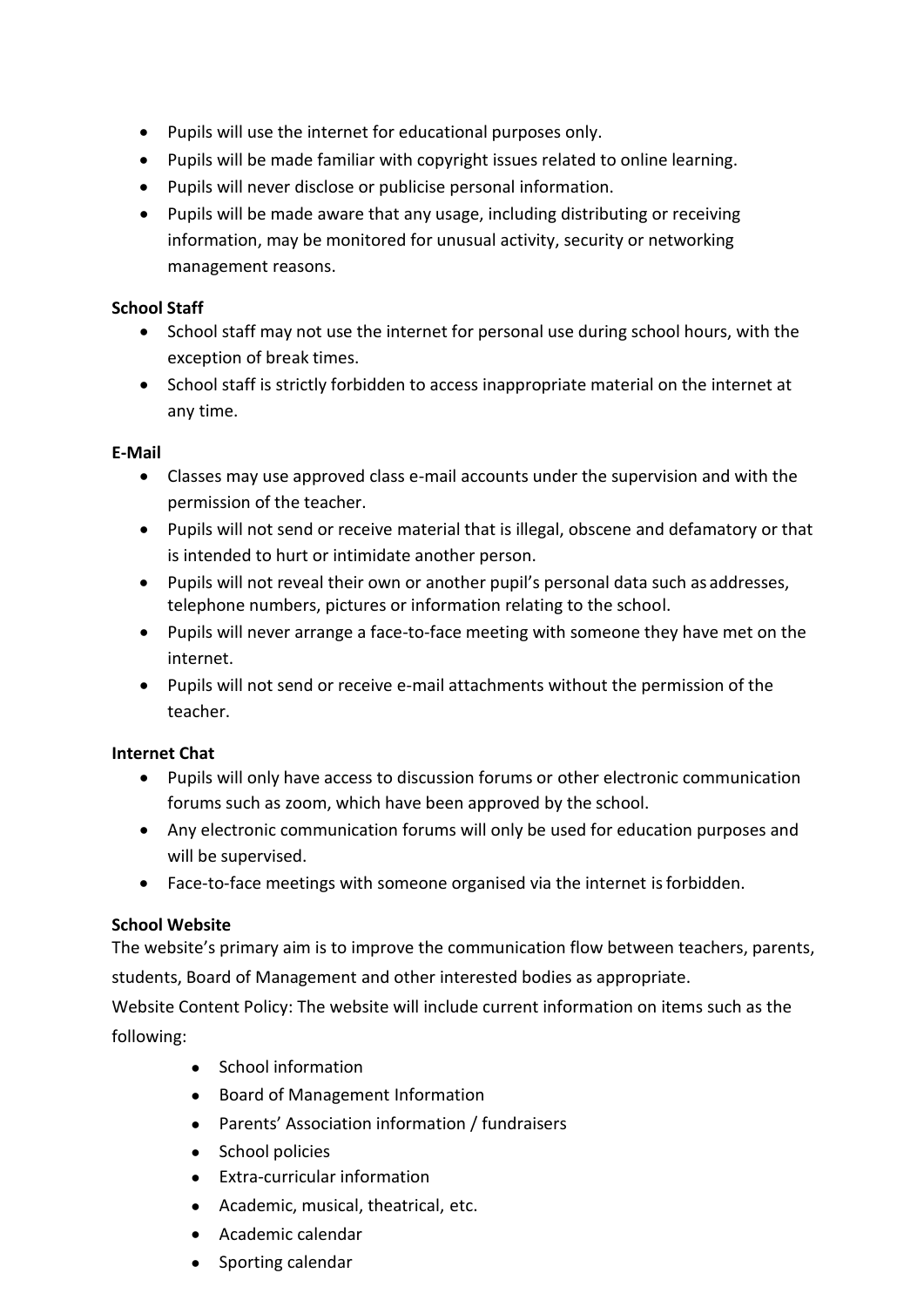- Pupils will use the internet for educational purposes only.
- Pupils will be made familiar with copyright issues related to online learning.
- Pupils will never disclose or publicise personal information.
- Pupils will be made aware that any usage, including distributing or receiving information, may be monitored for unusual activity, security or networking management reasons.

**School Staff**

- School staff may not use the internet for personal use during school hours, with the exception of break times.
- School staff is strictly forbidden to access inappropriate material on the internet at any time.

**E-Mail**

- Classes may use approved class e-mail accounts under the supervision and with the permission of the teacher.
- Pupils will not send or receive material that is illegal, obscene and defamatory or that is intended to hurt or intimidate another person.
- Pupils will not reveal their own or another pupil's personal data such as addresses, telephone numbers, pictures or information relating to the school.
- Pupils will never arrange a face-to-face meeting with someone they have met on the internet.
- Pupils will not send or receive e-mail attachments without the permission of the teacher.

**Internet Chat**

- Pupils will only have access to discussion forums or other electronic communication forums such as zoom, which have been approved by the school.
- Any electronic communication forums will only be used for education purposes and will be supervised.
- Face-to-face meetings with someone organised via the internet is forbidden.

**School Website**

The website's primary aim is to improve the communication flow between teachers, parents, students, Board of Management and other interested bodies as appropriate.

Website Content Policy: The website will include current information on items such as the following:

- School information
- Board of Management Information
- Parents' Association information / fundraisers
- School policies
- Extra-curricular information
- Academic, musical, theatrical, etc.
- Academic calendar
- Sporting calendar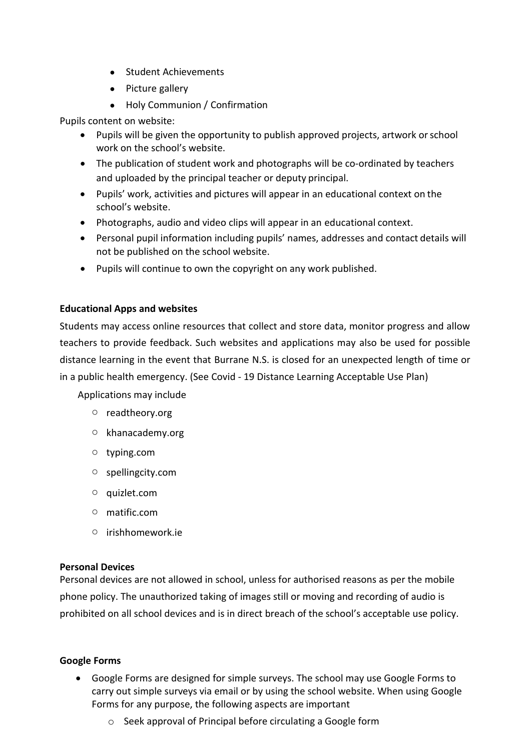- Student Achievements
- Picture gallery
- Holy Communion / Confirmation

Pupils content on website:

- Pupils will be given the opportunity to publish approved projects, artwork or school work on the school's website.
- The publication of student work and photographs will be co-ordinated by teachers and uploaded by the principal teacher or deputy principal.
- Pupils' work, activities and pictures will appear in an educational context on the school's website.
- Photographs, audio and video clips will appear in an educational context.
- Personal pupil information including pupils' names, addresses and contact details will not be published on the school website.
- Pupils will continue to own the copyright on any work published.

**Educational Apps and websites**

Students may access online resources that collect and store data, monitor progress and allow teachers to provide feedback. Such websites and applications may also be used for possible distance learning in the event that Burrane N.S. is closed for an unexpected length of time or in a public health emergency. (See Covid - 19 Distance Learning Acceptable Use Plan)

Applications may include

- readtheory.org
- khanacademy.org
- typing.com
- spellingcity.com
- quizlet.com
- matific.com
- irishhomework.ie

**Personal Devices**

Personal devices are not allowed in school, unless for authorised reasons as per the mobile phone policy. The unauthorized taking of images still or moving and recording of audio is prohibited on all school devices and is in direct breach of the school's acceptable use policy.

**Google Forms**

- Google Forms are designed for simple surveys. The school may use Google Forms to carry out simple surveys via email or by using the school website. When using Google Forms for any purpose, the following aspects are important
    - Seek approval of Principal before circulating a Google form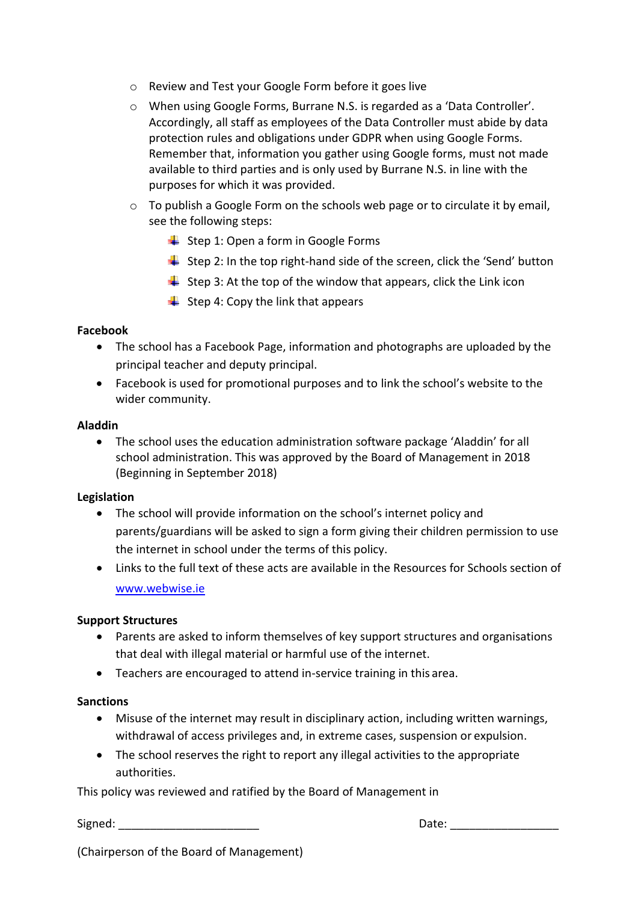- Review and Test your Google Form before it goes live
- When using Google Forms, Burrane N.S. is regarded as a 'Data Controller'. Accordingly, all staff as employees of the Data Controller must abide by data protection rules and obligations under GDPR when using Google Forms. Remember that, information you gather using Google forms, must not made available to third parties and is only used by Burrane N.S. in line with the purposes for which it was provided.
- To publish a Google Form on the schools web page or to circulate it by email, see the following steps:
  - Step 1: Open a form in Google Forms
  - Step 2: In the top right-hand side of the screen, click the 'Send' button
  - Step 3: At the top of the window that appears, click the Link icon
  - Step 4: Copy the link that appears

**Facebook**

- The school has a Facebook Page, information and photographs are uploaded by the principal teacher and deputy principal.
- Facebook is used for promotional purposes and to link the school's website to the wider community.

**Aladdin**

- The school uses the education administration software package 'Aladdin' for all school administration. This was approved by the Board of Management in 2018 (Beginning in September 2018)

**Legislation**

- The school will provide information on the school's internet policy and parents/guardians will be asked to sign a form giving their children permission to use the internet in school under the terms of this policy.
- Links to the full text of these acts are available in the Resources for Schools section of www.webwise.ie

**Support Structures**

- Parents are asked to inform themselves of key support structures and organisations that deal with illegal material or harmful use of the internet.
- Teachers are encouraged to attend in-service training in this area.

**Sanctions**

- Misuse of the internet may result in disciplinary action, including written warnings, withdrawal of access privileges and, in extreme cases, suspension or expulsion.
- The school reserves the right to report any illegal activities to the appropriate authorities.

This policy was reviewed and ratified by the Board of Management in

Signed: ______________________ Date: _________________

(Chairperson of the Board of Management)